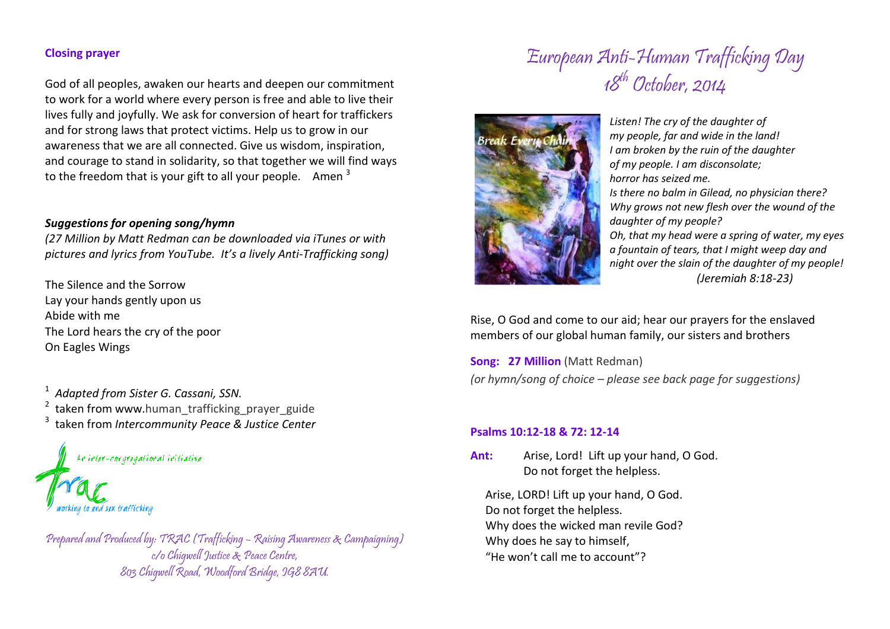### Closing prayer

God of all peoples, awaken our hearts and deepen our commitment to work for a world where every person is free and able to live their lives fully and joyfully. We ask for conversion of heart for traffickers and for strong laws that protect victims. Help us to grow in our awareness that we are all connected. Give us wisdom, inspiration, and courage to stand in solidarity, so that together we will find ways to the freedom that is your gift to all your people. Amen [3]

***Suggestions for opening song/hymn***

*(27 Million by Matt Redman can be downloaded via iTunes or with pictures and lyrics from YouTube. It's a lively Anti-Trafficking song)*

The Silence and the Sorrow
Lay your hands gently upon us
Abide with me
The Lord hears the cry of the poor
On Eagles Wings

[1] *Adapted from Sister G. Cassani, SSN.*
[2] taken from www.human_trafficking_prayer_guide
[3] taken from *Intercommunity Peace & Justice Center*

An inter-congregational initiative
trac
working to end sex trafficking

*Prepared and Produced by: TRAC (Trafficking – Raising Awareness & Campaigning)*
*c/o Chigwell Justice & Peace Centre,*
*803 Chigwell Road, Woodford Bridge, IG8 8AU.*

# European Anti-Human Trafficking Day
# 18th October, 2014

*Listen! The cry of the daughter of my people, far and wide in the land! I am broken by the ruin of the daughter of my people. I am disconsolate; horror has seized me.*
*Is there no balm in Gilead, no physician there?*
*Why grows not new flesh over the wound of the daughter of my people?*
*Oh, that my head were a spring of water, my eyes a fountain of tears, that I might weep day and night over the slain of the daughter of my people!*
*(Jeremiah 8:18-23)*

Rise, O God and come to our aid; hear our prayers for the enslaved members of our global human family, our sisters and brothers

**Song: 27 Million** (Matt Redman)
*(or hymn/song of choice – please see back page for suggestions)*

### Psalms 10:12-18 & 72: 12-14

**Ant:** Arise, Lord! Lift up your hand, O God.
Do not forget the helpless.

Arise, LORD! Lift up your hand, O God.
Do not forget the helpless.
Why does the wicked man revile God?
Why does he say to himself,
"He won't call me to account"?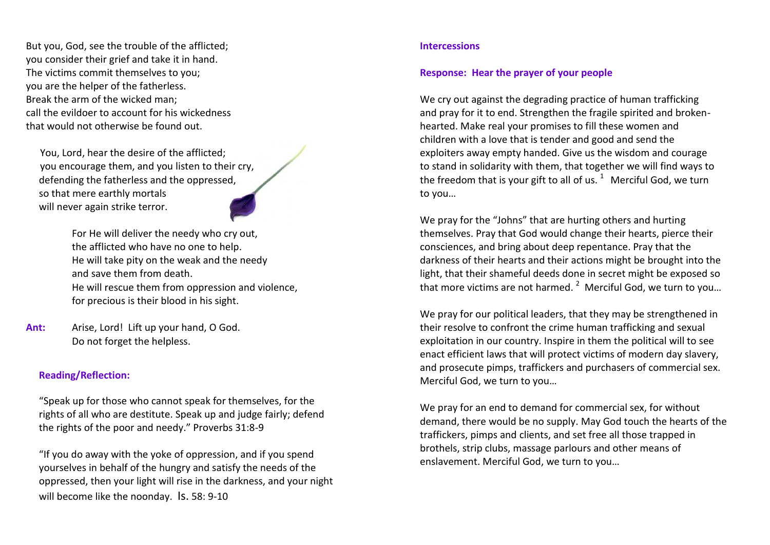But you, God, see the trouble of the afflicted;
you consider their grief and take it in hand.
The victims commit themselves to you;
you are the helper of the fatherless.
Break the arm of the wicked man;
call the evildoer to account for his wickedness
that would not otherwise be found out.

You, Lord, hear the desire of the afflicted;
you encourage them, and you listen to their cry,
defending the fatherless and the oppressed,
so that mere earthly mortals
will never again strike terror.

For He will deliver the needy who cry out,
the afflicted who have no one to help.
He will take pity on the weak and the needy
and save them from death.
He will rescue them from oppression and violence,
for precious is their blood in his sight.

**Ant:** Arise, Lord! Lift up your hand, O God.
Do not forget the helpless.

**Reading/Reflection:**

"Speak up for those who cannot speak for themselves, for the rights of all who are destitute. Speak up and judge fairly; defend the rights of the poor and needy." Proverbs 31:8-9

"If you do away with the yoke of oppression, and if you spend yourselves in behalf of the hungry and satisfy the needs of the oppressed, then your light will rise in the darkness, and your night will become like the noonday. Is. 58: 9-10

**Intercessions**

**Response: Hear the prayer of your people**

We cry out against the degrading practice of human trafficking and pray for it to end. Strengthen the fragile spirited and broken-hearted. Make real your promises to fill these women and children with a love that is tender and good and send the exploiters away empty handed. Give us the wisdom and courage to stand in solidarity with them, that together we will find ways to the freedom that is your gift to all of us. [1] Merciful God, we turn to you…

We pray for the "Johns" that are hurting others and hurting themselves. Pray that God would change their hearts, pierce their consciences, and bring about deep repentance. Pray that the darkness of their hearts and their actions might be brought into the light, that their shameful deeds done in secret might be exposed so that more victims are not harmed. [2] Merciful God, we turn to you…

We pray for our political leaders, that they may be strengthened in their resolve to confront the crime human trafficking and sexual exploitation in our country. Inspire in them the political will to see enact efficient laws that will protect victims of modern day slavery, and prosecute pimps, traffickers and purchasers of commercial sex. Merciful God, we turn to you…

We pray for an end to demand for commercial sex, for without demand, there would be no supply. May God touch the hearts of the traffickers, pimps and clients, and set free all those trapped in brothels, strip clubs, massage parlours and other means of enslavement. Merciful God, we turn to you…